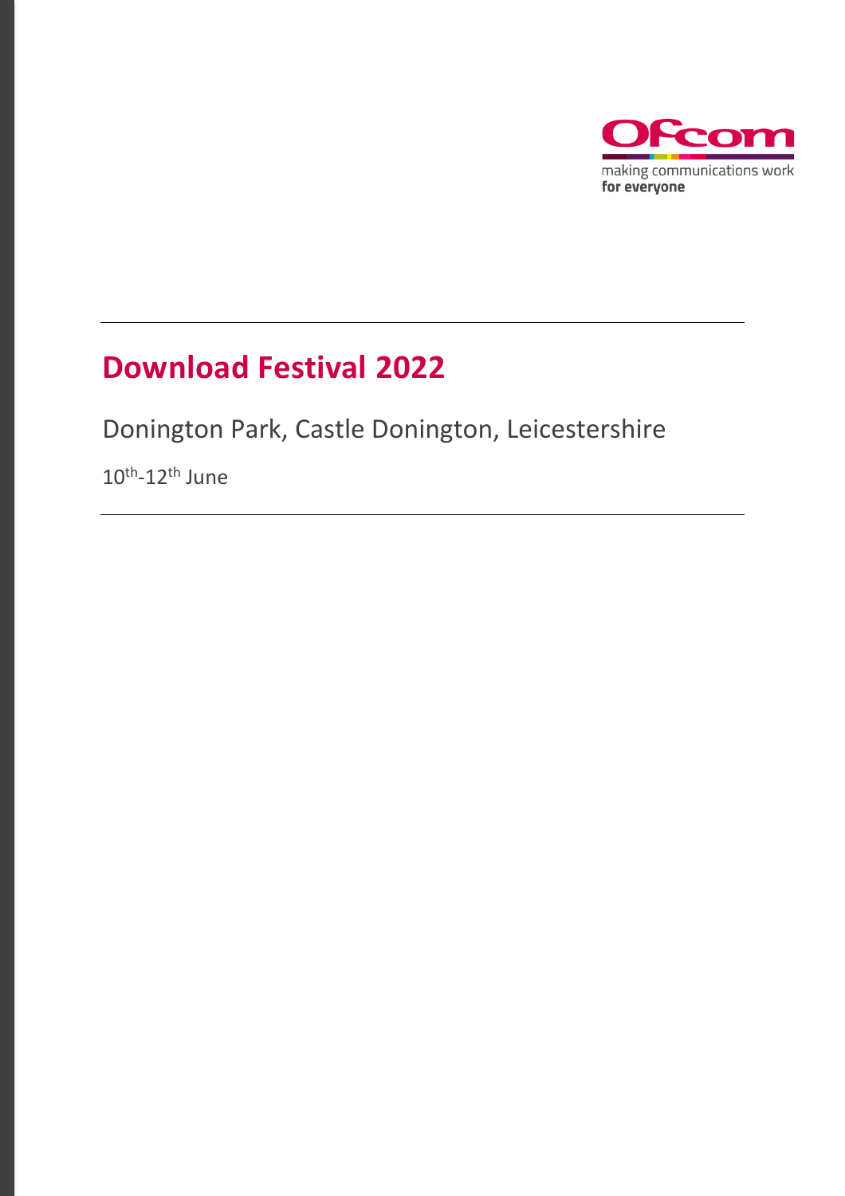Ofcom

making communications work
**for everyone**

# Download Festival 2022

Donington Park, Castle Donington, Leicestershire

10th-12th June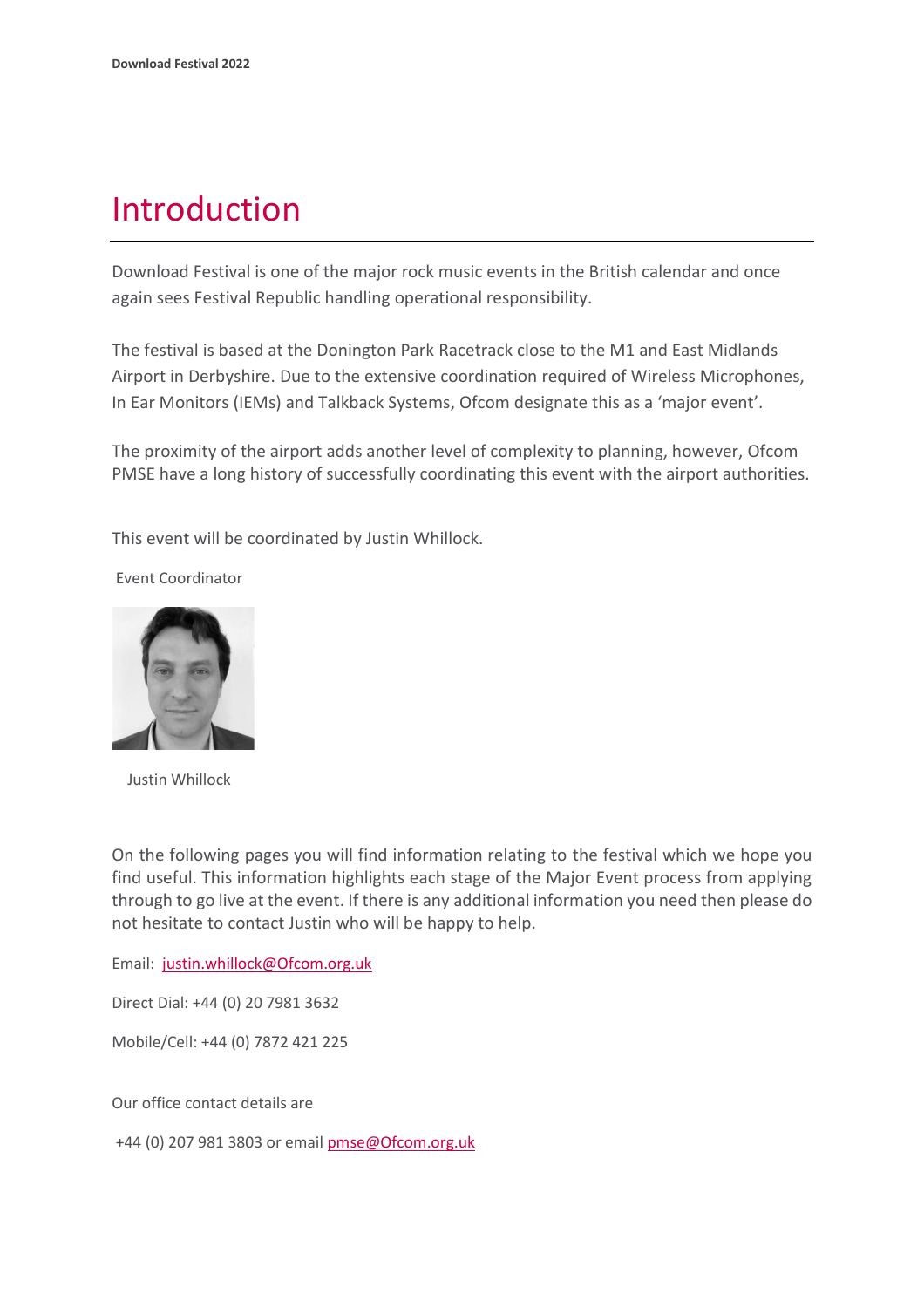# Introduction

Download Festival is one of the major rock music events in the British calendar and once again sees Festival Republic handling operational responsibility.

The festival is based at the Donington Park Racetrack close to the M1 and East Midlands Airport in Derbyshire. Due to the extensive coordination required of Wireless Microphones, In Ear Monitors (IEMs) and Talkback Systems, Ofcom designate this as a 'major event'.

The proximity of the airport adds another level of complexity to planning, however, Ofcom PMSE have a long history of successfully coordinating this event with the airport authorities.

This event will be coordinated by Justin Whillock.

Event Coordinator

Justin Whillock

On the following pages you will find information relating to the festival which we hope you find useful. This information highlights each stage of the Major Event process from applying through to go live at the event. If there is any additional information you need then please do not hesitate to contact Justin who will be happy to help.

Email: justin.whillock@Ofcom.org.uk

Direct Dial: +44 (0) 20 7981 3632

Mobile/Cell: +44 (0) 7872 421 225

Our office contact details are

+44 (0) 207 981 3803 or email pmse@Ofcom.org.uk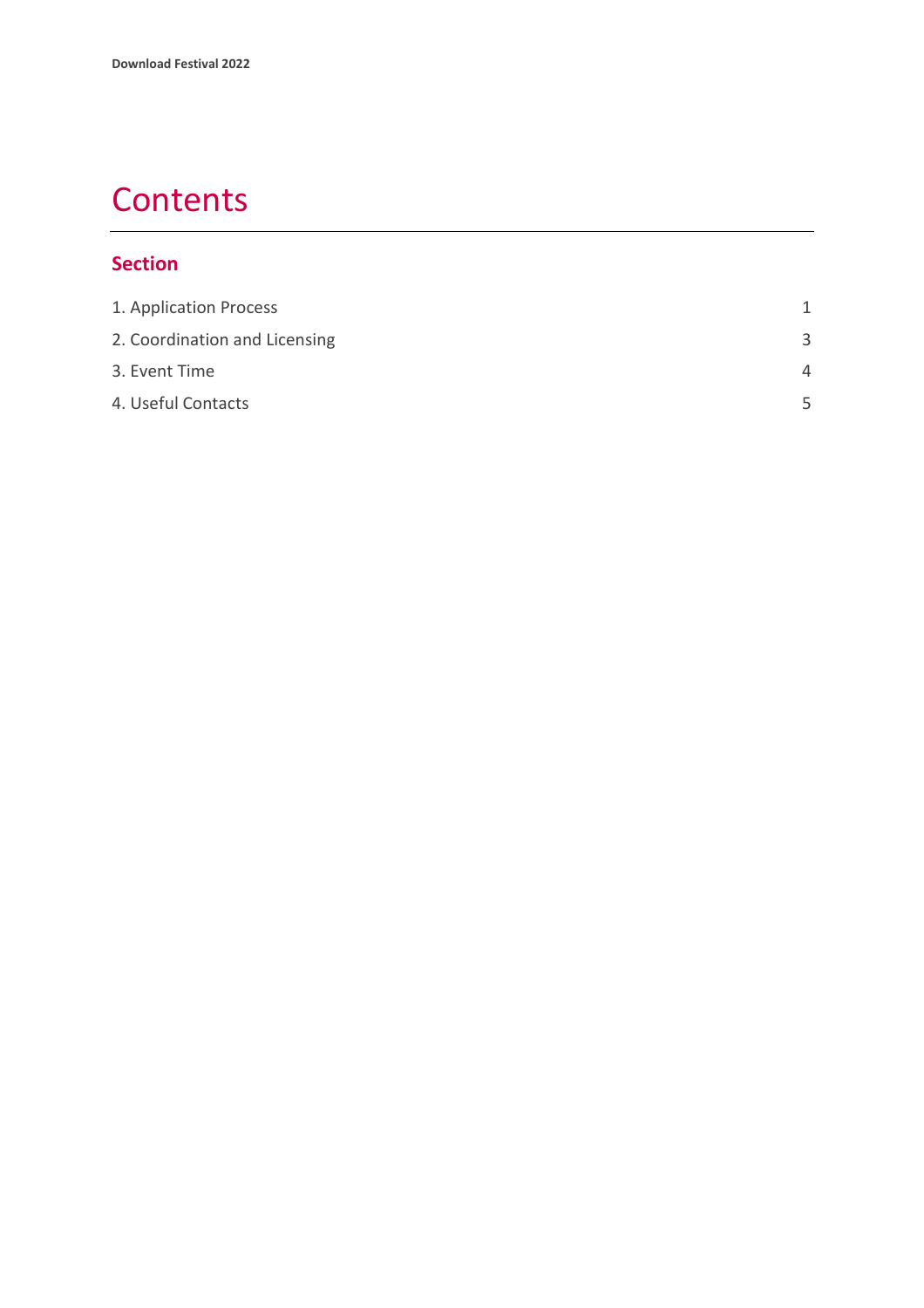# Contents

## Section

| | |
|---|---|
| 1. Application Process | 1 |
| 2. Coordination and Licensing | 3 |
| 3. Event Time | 4 |
| 4. Useful Contacts | 5 |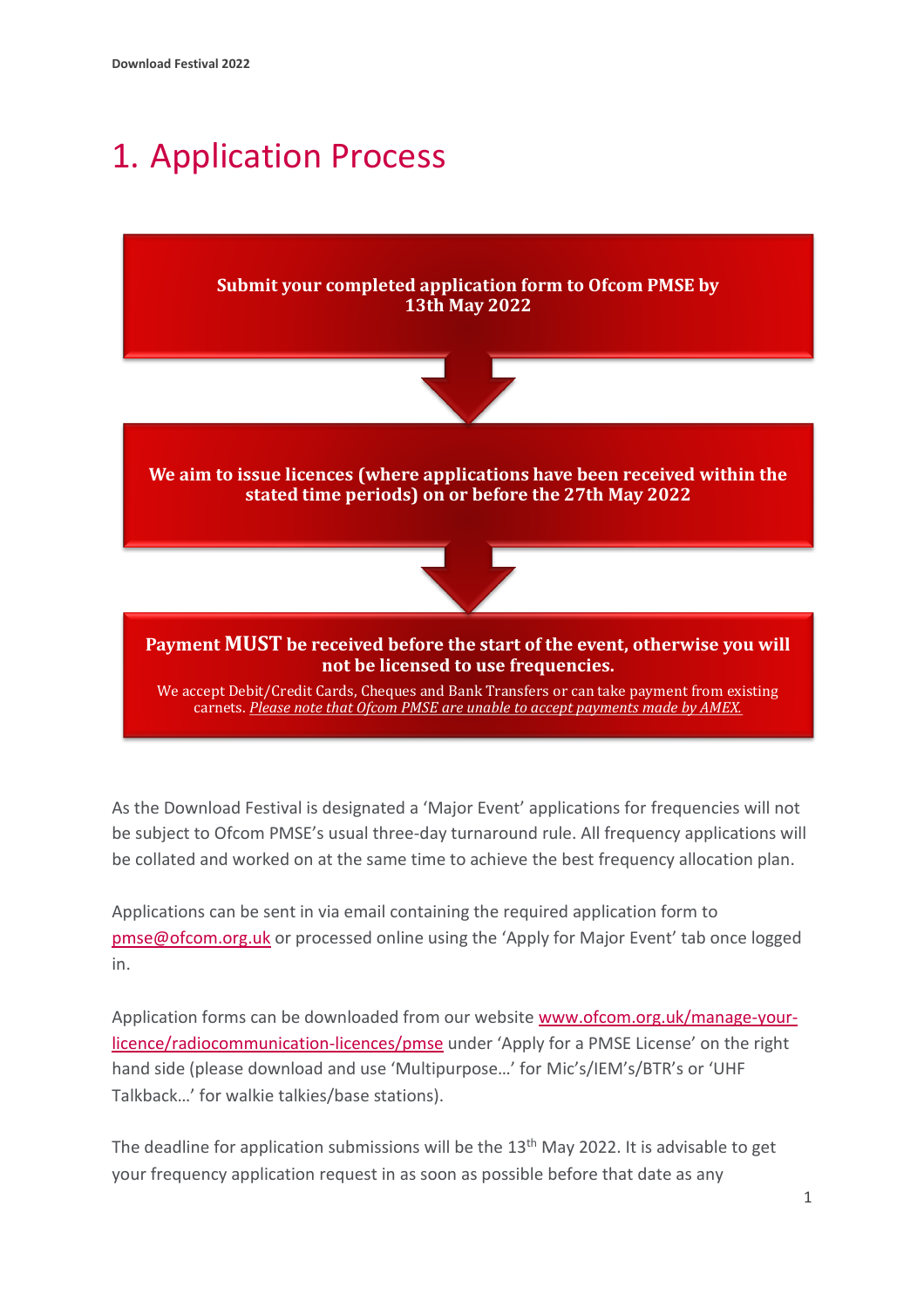# 1. Application Process

**Submit your completed application form to Ofcom PMSE by 13th May 2022**

↓

**We aim to issue licences (where applications have been received within the stated time periods) on or before the 27th May 2022**

↓

**Payment MUST be received before the start of the event, otherwise you will not be licensed to use frequencies.**

We accept Debit/Credit Cards, Cheques and Bank Transfers or can take payment from existing carnets. *Please note that Ofcom PMSE are unable to accept payments made by AMEX.*

As the Download Festival is designated a 'Major Event' applications for frequencies will not be subject to Ofcom PMSE's usual three-day turnaround rule. All frequency applications will be collated and worked on at the same time to achieve the best frequency allocation plan.

Applications can be sent in via email containing the required application form to pmse@ofcom.org.uk or processed online using the 'Apply for Major Event' tab once logged in.

Application forms can be downloaded from our website www.ofcom.org.uk/manage-your-licence/radiocommunication-licences/pmse under 'Apply for a PMSE License' on the right hand side (please download and use 'Multipurpose…' for Mic's/IEM's/BTR's or 'UHF Talkback…' for walkie talkies/base stations).

The deadline for application submissions will be the 13th May 2022. It is advisable to get your frequency application request in as soon as possible before that date as any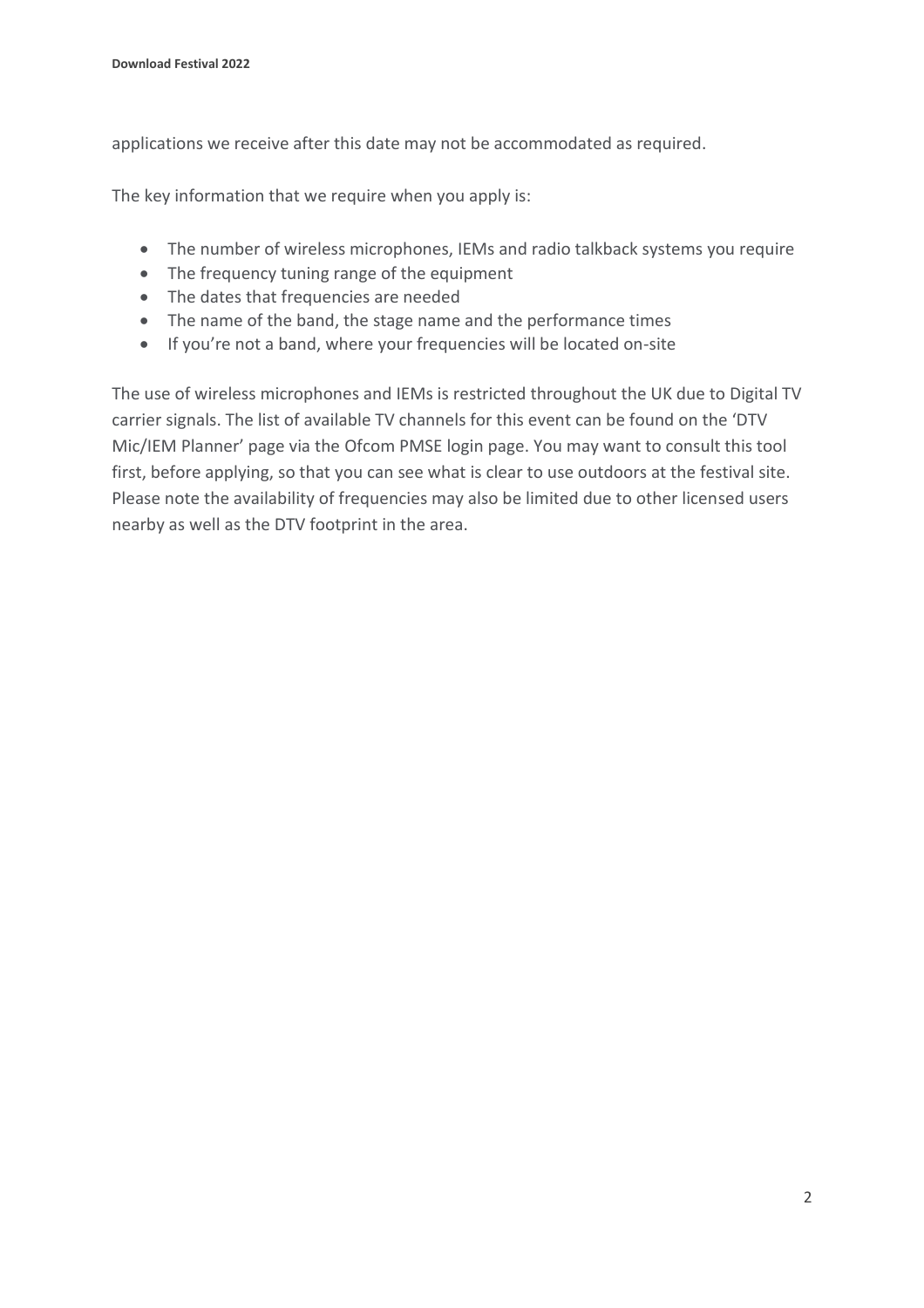applications we receive after this date may not be accommodated as required.

The key information that we require when you apply is:

- The number of wireless microphones, IEMs and radio talkback systems you require
- The frequency tuning range of the equipment
- The dates that frequencies are needed
- The name of the band, the stage name and the performance times
- If you're not a band, where your frequencies will be located on-site

The use of wireless microphones and IEMs is restricted throughout the UK due to Digital TV carrier signals. The list of available TV channels for this event can be found on the 'DTV Mic/IEM Planner' page via the Ofcom PMSE login page. You may want to consult this tool first, before applying, so that you can see what is clear to use outdoors at the festival site. Please note the availability of frequencies may also be limited due to other licensed users nearby as well as the DTV footprint in the area.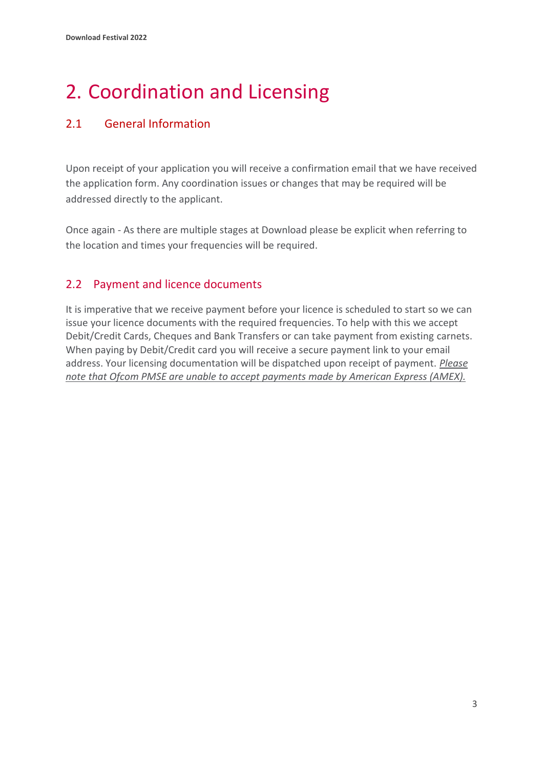# 2. Coordination and Licensing

## 2.1 General Information

Upon receipt of your application you will receive a confirmation email that we have received the application form. Any coordination issues or changes that may be required will be addressed directly to the applicant.

Once again - As there are multiple stages at Download please be explicit when referring to the location and times your frequencies will be required.

## 2.2 Payment and licence documents

It is imperative that we receive payment before your licence is scheduled to start so we can issue your licence documents with the required frequencies. To help with this we accept Debit/Credit Cards, Cheques and Bank Transfers or can take payment from existing carnets. When paying by Debit/Credit card you will receive a secure payment link to your email address. Your licensing documentation will be dispatched upon receipt of payment. *Please note that Ofcom PMSE are unable to accept payments made by American Express (AMEX).*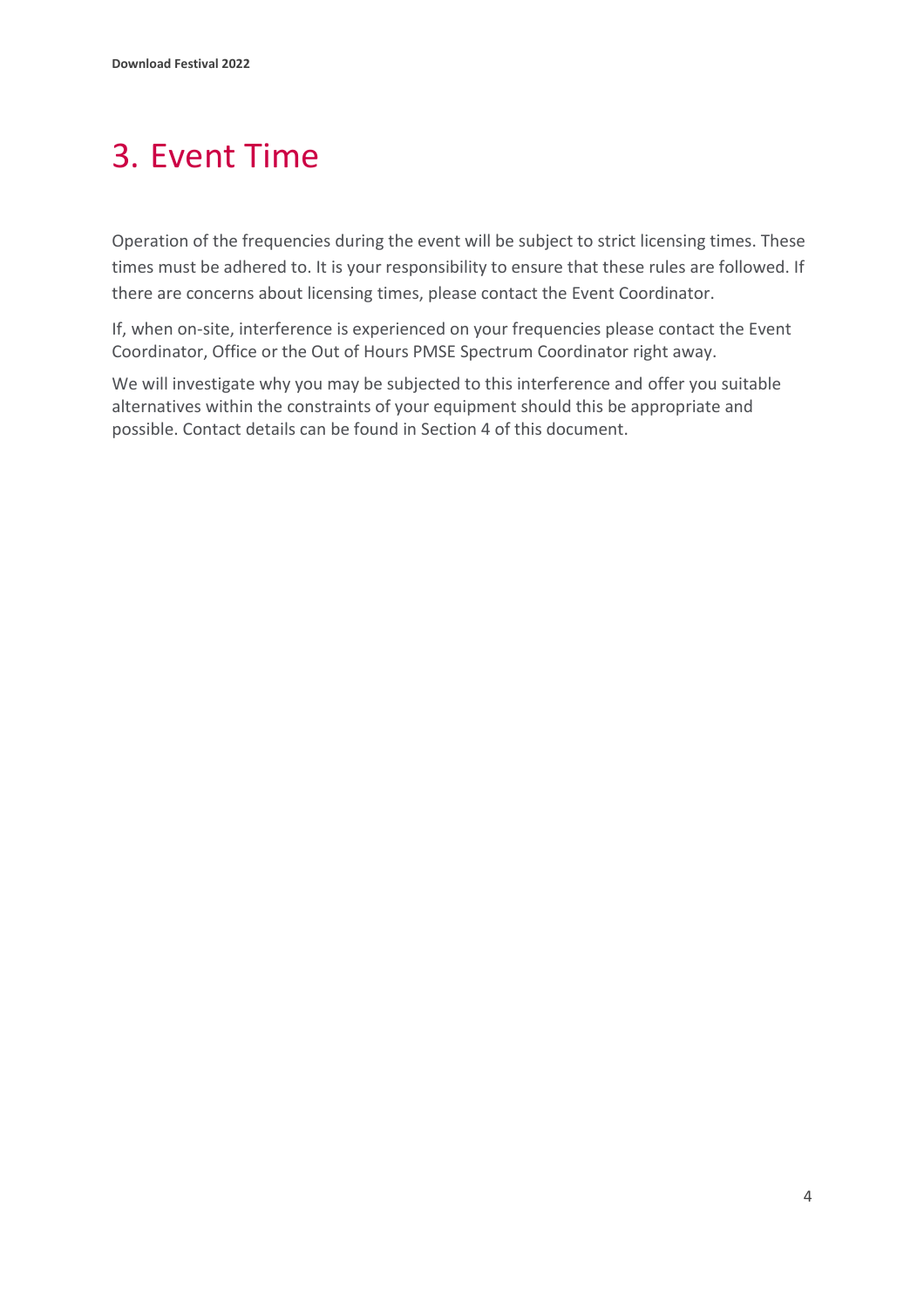# 3. Event Time

Operation of the frequencies during the event will be subject to strict licensing times. These times must be adhered to. It is your responsibility to ensure that these rules are followed. If there are concerns about licensing times, please contact the Event Coordinator.

If, when on-site, interference is experienced on your frequencies please contact the Event Coordinator, Office or the Out of Hours PMSE Spectrum Coordinator right away.

We will investigate why you may be subjected to this interference and offer you suitable alternatives within the constraints of your equipment should this be appropriate and possible. Contact details can be found in Section 4 of this document.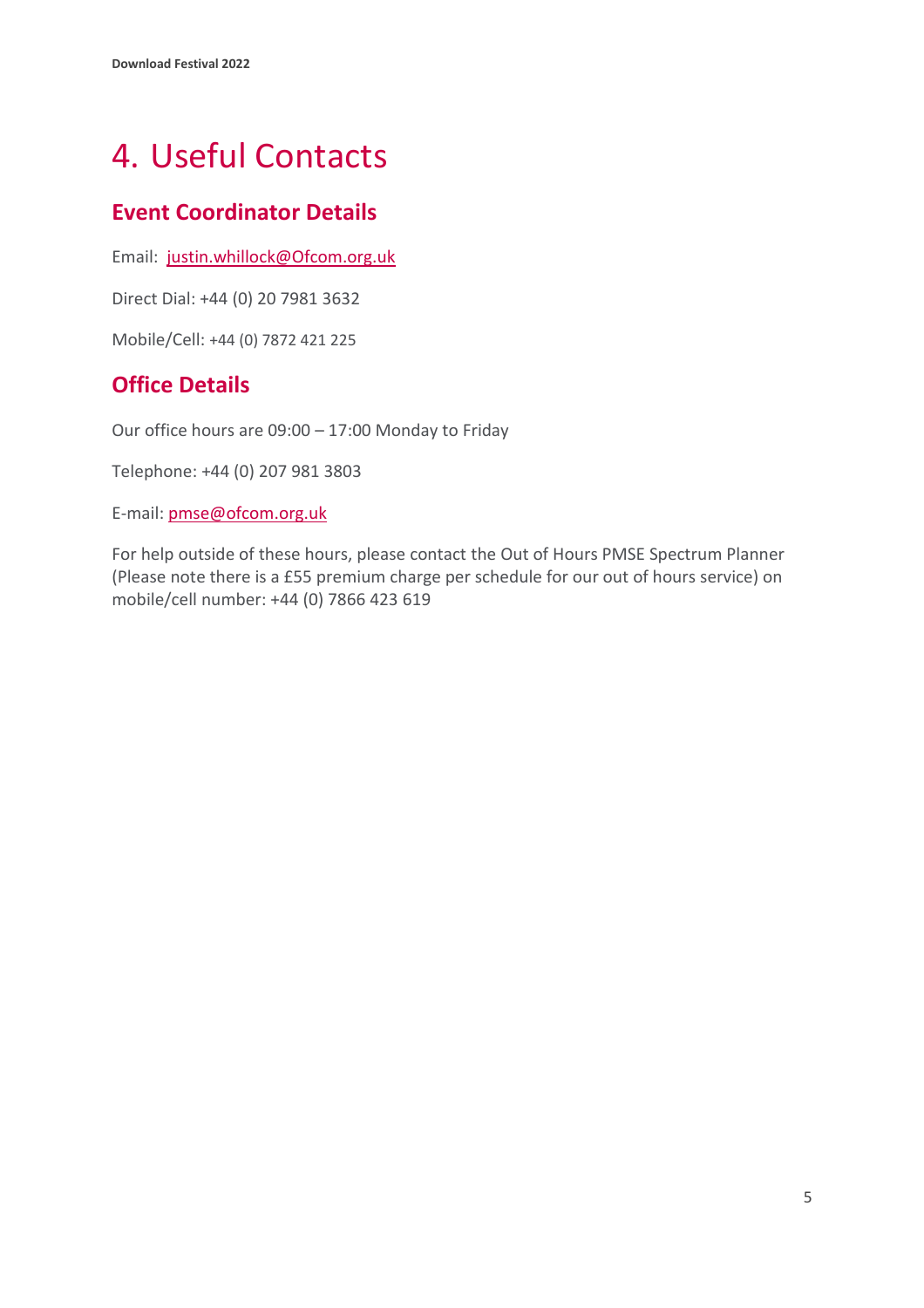# 4. Useful Contacts

## Event Coordinator Details

Email: justin.whillock@Ofcom.org.uk

Direct Dial: +44 (0) 20 7981 3632

Mobile/Cell: +44 (0) 7872 421 225

## Office Details

Our office hours are 09:00 – 17:00 Monday to Friday

Telephone: +44 (0) 207 981 3803

E-mail: pmse@ofcom.org.uk

For help outside of these hours, please contact the Out of Hours PMSE Spectrum Planner (Please note there is a £55 premium charge per schedule for our out of hours service) on mobile/cell number: +44 (0) 7866 423 619